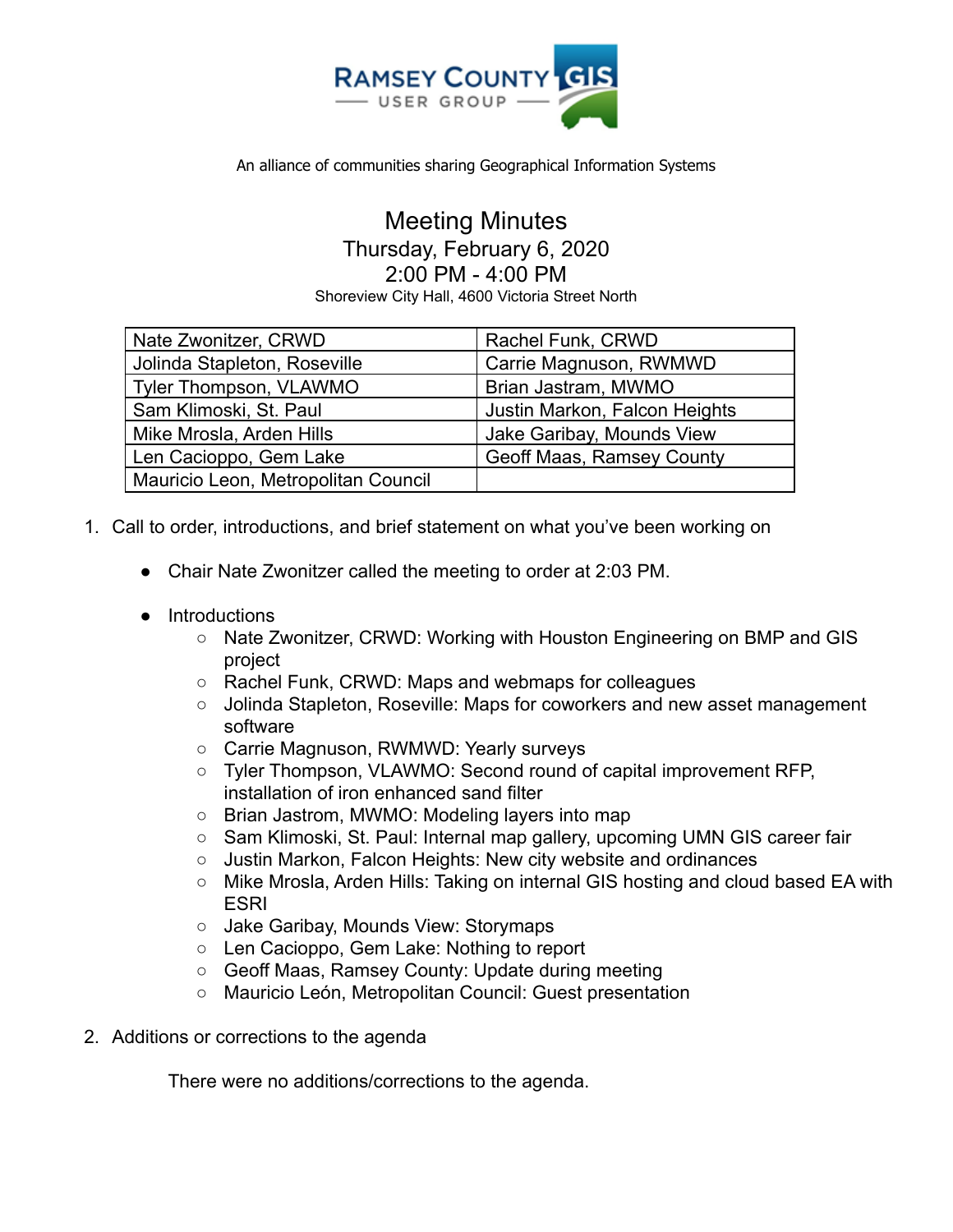RAMSEY COUNTY GIS
USER GROUP

An alliance of communities sharing Geographical Information Systems

# Meeting Minutes

Thursday, February 6, 2020
2:00 PM - 4:00 PM
Shoreview City Hall, 4600 Victoria Street North

| | |
|---|---|
| Nate Zwonitzer, CRWD | Rachel Funk, CRWD |
| Jolinda Stapleton, Roseville | Carrie Magnuson, RWMWD |
| Tyler Thompson, VLAWMO | Brian Jastram, MWMO |
| Sam Klimoski, St. Paul | Justin Markon, Falcon Heights |
| Mike Mrosla, Arden Hills | Jake Garibay, Mounds View |
| Len Cacioppo, Gem Lake | Geoff Maas, Ramsey County |
| Mauricio Leon, Metropolitan Council | |

1. Call to order, introductions, and brief statement on what you've been working on
   - Chair Nate Zwonitzer called the meeting to order at 2:03 PM.
   - Introductions
     - Nate Zwonitzer, CRWD: Working with Houston Engineering on BMP and GIS project
     - Rachel Funk, CRWD: Maps and webmaps for colleagues
     - Jolinda Stapleton, Roseville: Maps for coworkers and new asset management software
     - Carrie Magnuson, RWMWD: Yearly surveys
     - Tyler Thompson, VLAWMO: Second round of capital improvement RFP, installation of iron enhanced sand filter
     - Brian Jastrom, MWMO: Modeling layers into map
     - Sam Klimoski, St. Paul: Internal map gallery, upcoming UMN GIS career fair
     - Justin Markon, Falcon Heights: New city website and ordinances
     - Mike Mrosla, Arden Hills: Taking on internal GIS hosting and cloud based EA with ESRI
     - Jake Garibay, Mounds View: Storymaps
     - Len Cacioppo, Gem Lake: Nothing to report
     - Geoff Maas, Ramsey County: Update during meeting
     - Mauricio León, Metropolitan Council: Guest presentation

2. Additions or corrections to the agenda

   There were no additions/corrections to the agenda.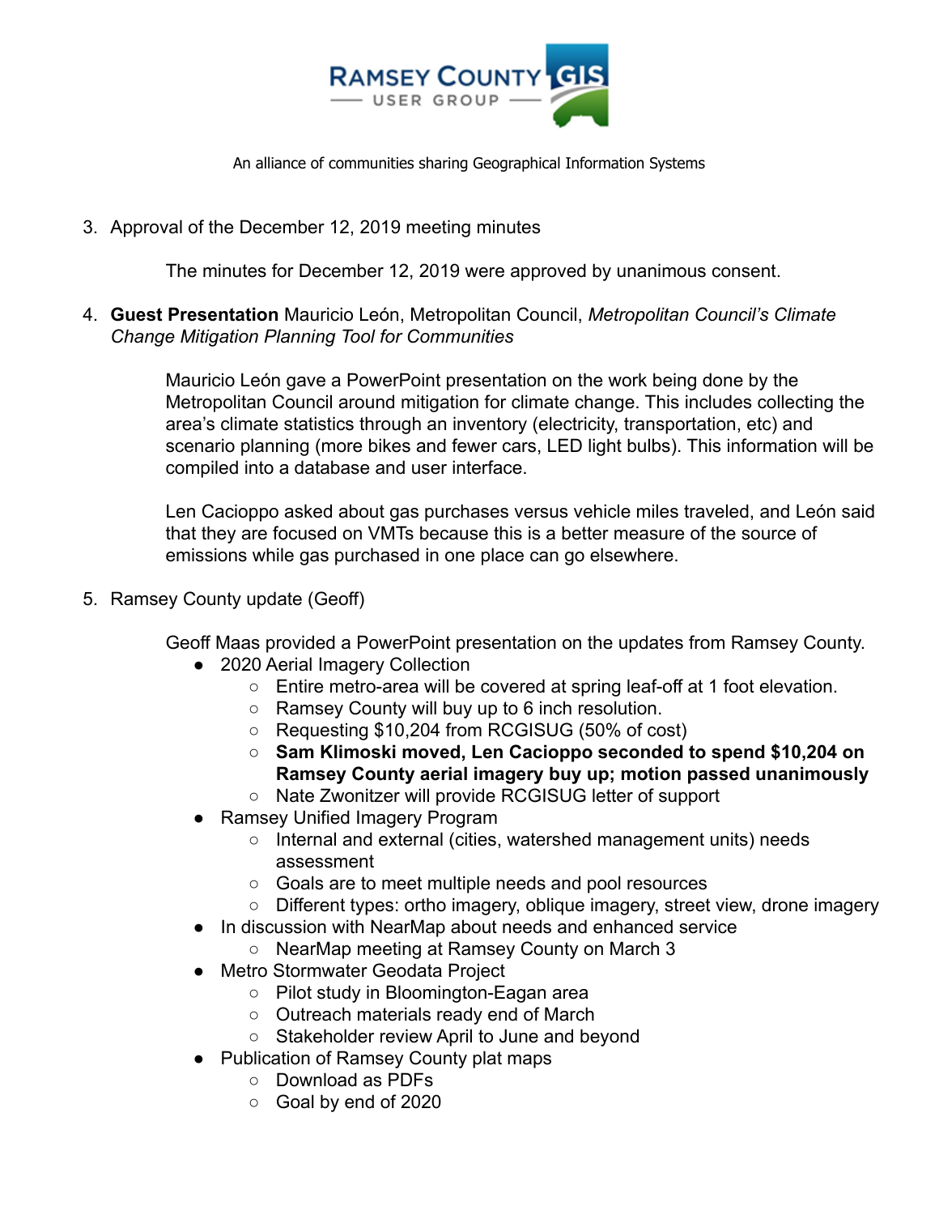3. Approval of the December 12, 2019 meeting minutes

    The minutes for December 12, 2019 were approved by unanimous consent.

4. **Guest Presentation** Mauricio León, Metropolitan Council, *Metropolitan Council's Climate Change Mitigation Planning Tool for Communities*

    Mauricio León gave a PowerPoint presentation on the work being done by the Metropolitan Council around mitigation for climate change. This includes collecting the area's climate statistics through an inventory (electricity, transportation, etc) and scenario planning (more bikes and fewer cars, LED light bulbs). This information will be compiled into a database and user interface.

    Len Cacioppo asked about gas purchases versus vehicle miles traveled, and León said that they are focused on VMTs because this is a better measure of the source of emissions while gas purchased in one place can go elsewhere.

5. Ramsey County update (Geoff)

    Geoff Maas provided a PowerPoint presentation on the updates from Ramsey County.

    - 2020 Aerial Imagery Collection
        - Entire metro-area will be covered at spring leaf-off at 1 foot elevation.
        - Ramsey County will buy up to 6 inch resolution.
        - Requesting $10,204 from RCGISUG (50% of cost)
        - **Sam Klimoski moved, Len Cacioppo seconded to spend $10,204 on Ramsey County aerial imagery buy up; motion passed unanimously**
        - Nate Zwonitzer will provide RCGISUG letter of support
    - Ramsey Unified Imagery Program
        - Internal and external (cities, watershed management units) needs assessment
        - Goals are to meet multiple needs and pool resources
        - Different types: ortho imagery, oblique imagery, street view, drone imagery
    - In discussion with NearMap about needs and enhanced service
        - NearMap meeting at Ramsey County on March 3
    - Metro Stormwater Geodata Project
        - Pilot study in Bloomington-Eagan area
        - Outreach materials ready end of March
        - Stakeholder review April to June and beyond
    - Publication of Ramsey County plat maps
        - Download as PDFs
        - Goal by end of 2020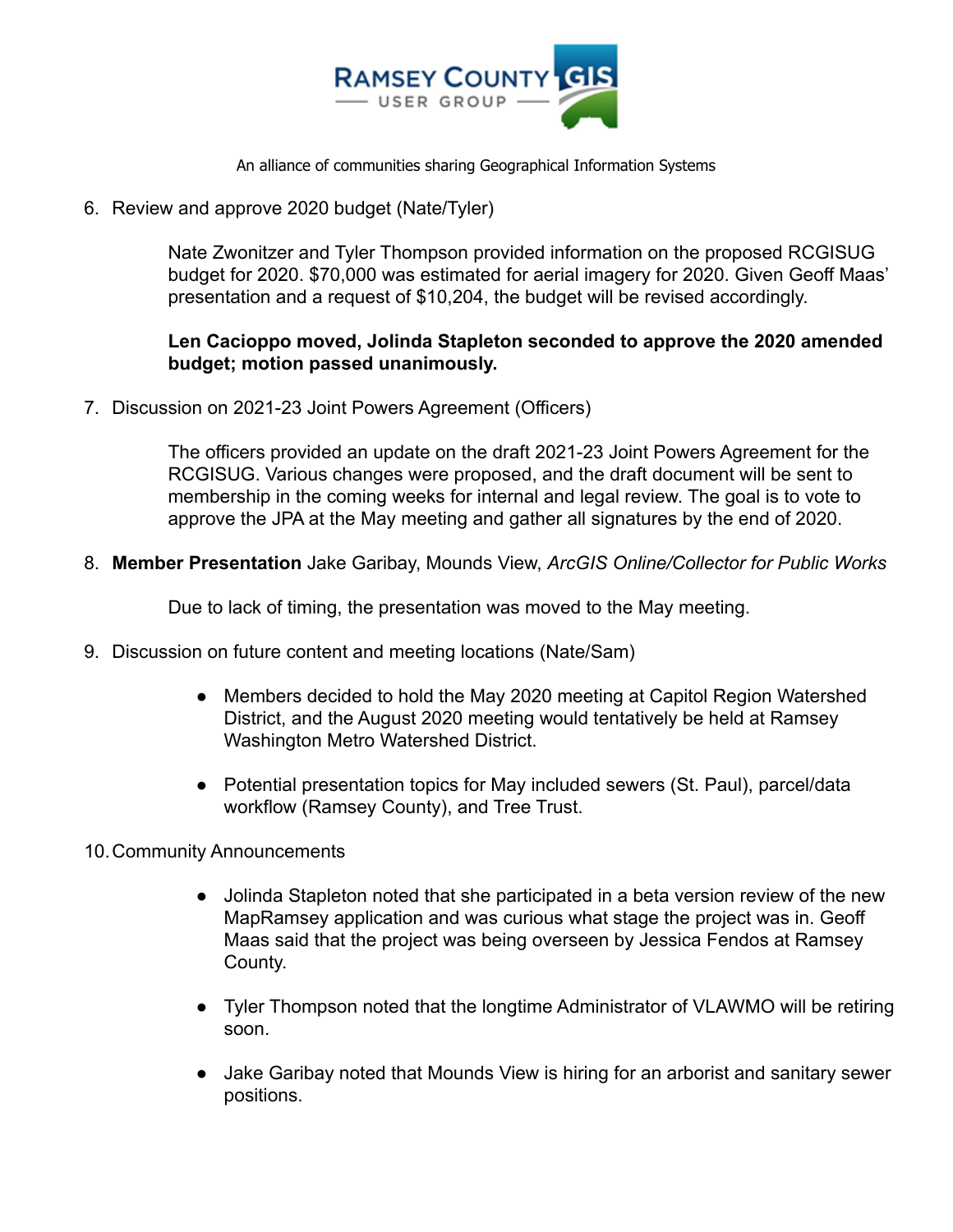6. Review and approve 2020 budget (Nate/Tyler)

   Nate Zwonitzer and Tyler Thompson provided information on the proposed RCGISUG budget for 2020. $70,000 was estimated for aerial imagery for 2020. Given Geoff Maas' presentation and a request of $10,204, the budget will be revised accordingly.

   **Len Cacioppo moved, Jolinda Stapleton seconded to approve the 2020 amended budget; motion passed unanimously.**

7. Discussion on 2021-23 Joint Powers Agreement (Officers)

   The officers provided an update on the draft 2021-23 Joint Powers Agreement for the RCGISUG. Various changes were proposed, and the draft document will be sent to membership in the coming weeks for internal and legal review. The goal is to vote to approve the JPA at the May meeting and gather all signatures by the end of 2020.

8. **Member Presentation** Jake Garibay, Mounds View, *ArcGIS Online/Collector for Public Works*

   Due to lack of timing, the presentation was moved to the May meeting.

9. Discussion on future content and meeting locations (Nate/Sam)

   - Members decided to hold the May 2020 meeting at Capitol Region Watershed District, and the August 2020 meeting would tentatively be held at Ramsey Washington Metro Watershed District.
   - Potential presentation topics for May included sewers (St. Paul), parcel/data workflow (Ramsey County), and Tree Trust.

10. Community Announcements

   - Jolinda Stapleton noted that she participated in a beta version review of the new MapRamsey application and was curious what stage the project was in. Geoff Maas said that the project was being overseen by Jessica Fendos at Ramsey County.
   - Tyler Thompson noted that the longtime Administrator of VLAWMO will be retiring soon.
   - Jake Garibay noted that Mounds View is hiring for an arborist and sanitary sewer positions.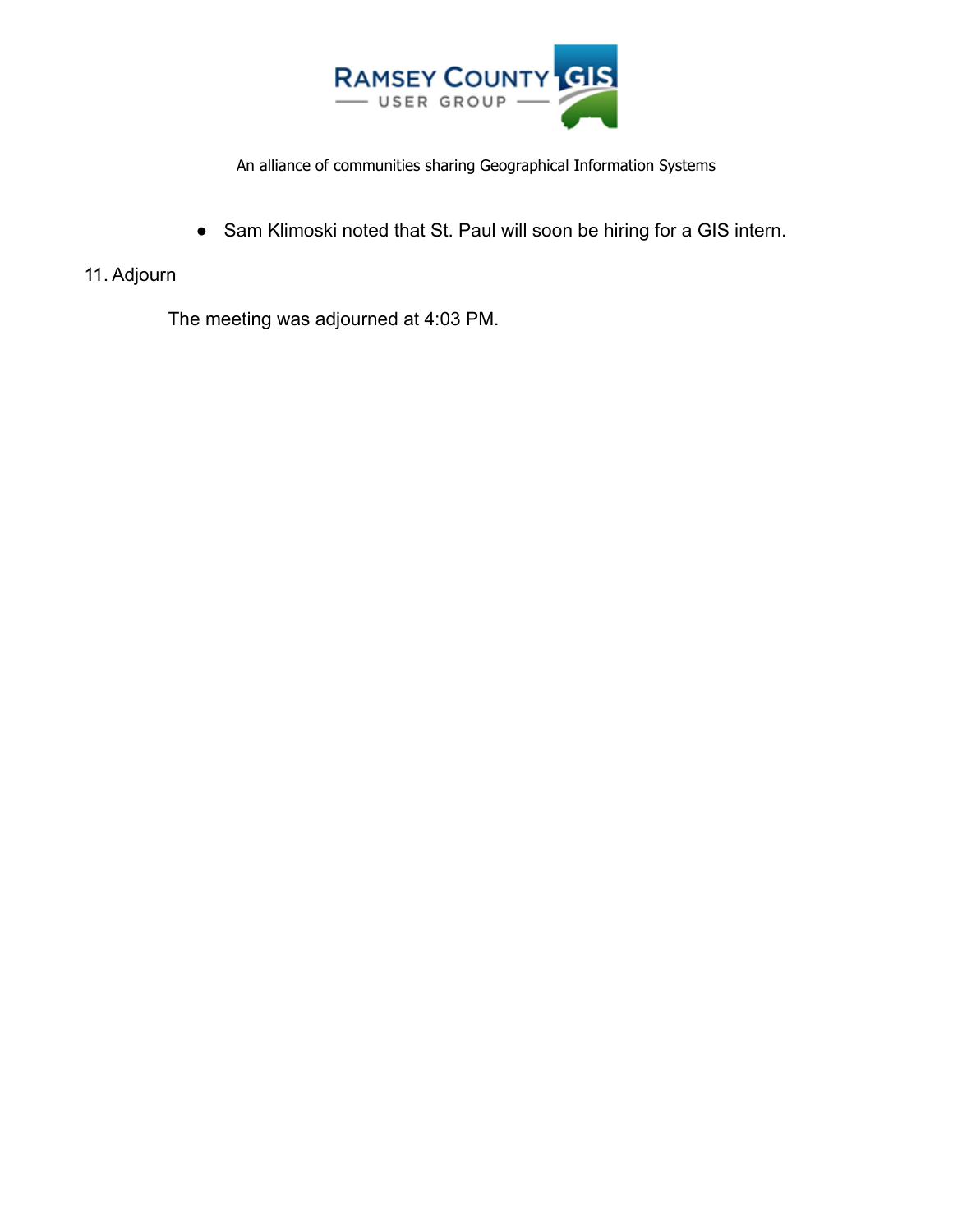- Sam Klimoski noted that St. Paul will soon be hiring for a GIS intern.

11. Adjourn

The meeting was adjourned at 4:03 PM.